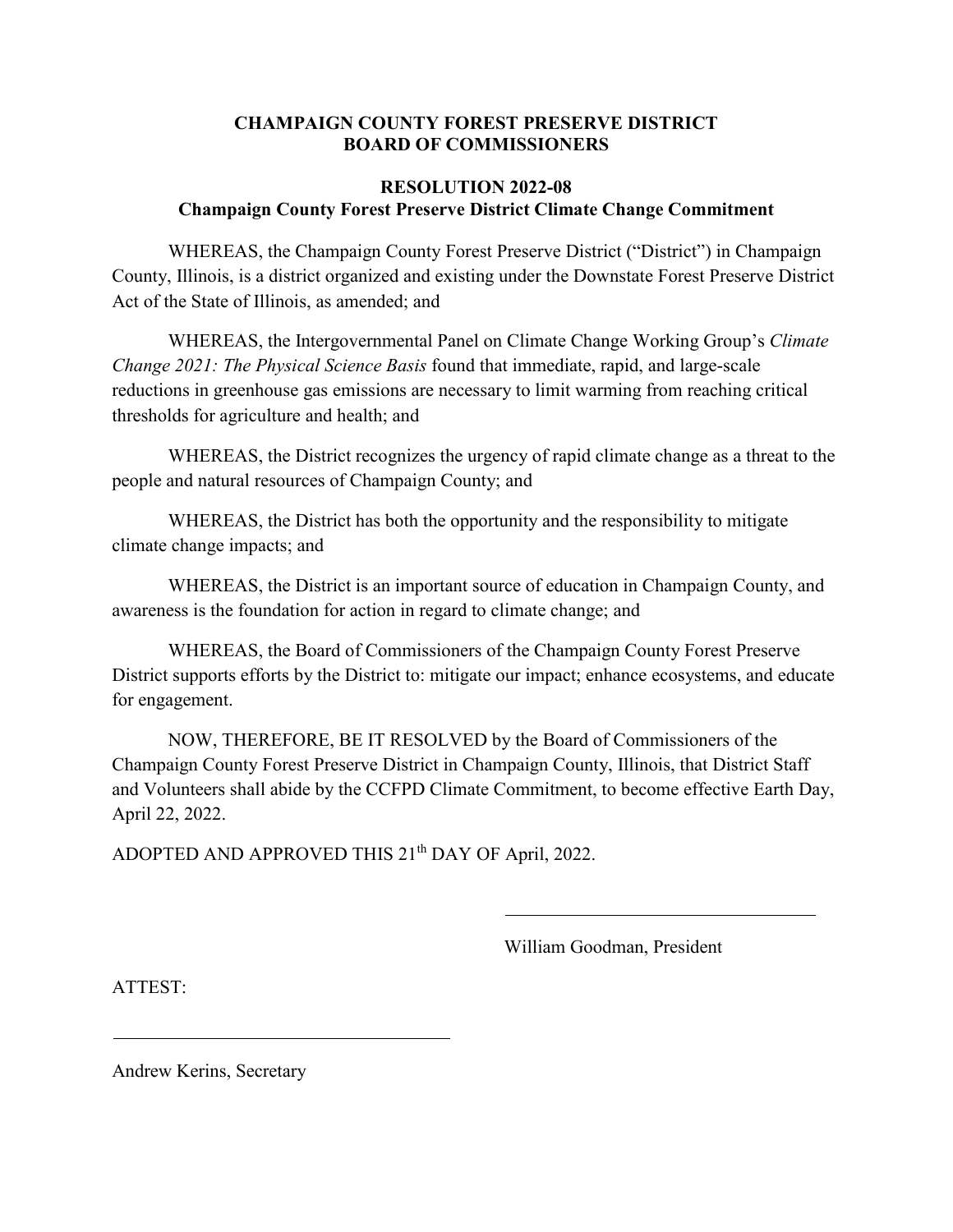**CHAMPAIGN COUNTY FOREST PRESERVE DISTRICT**
**BOARD OF COMMISSIONERS**

**RESOLUTION 2022-08**
**Champaign County Forest Preserve District Climate Change Commitment**

WHEREAS, the Champaign County Forest Preserve District ("District") in Champaign County, Illinois, is a district organized and existing under the Downstate Forest Preserve District Act of the State of Illinois, as amended; and

WHEREAS, the Intergovernmental Panel on Climate Change Working Group's *Climate Change 2021: The Physical Science Basis* found that immediate, rapid, and large-scale reductions in greenhouse gas emissions are necessary to limit warming from reaching critical thresholds for agriculture and health; and

WHEREAS, the District recognizes the urgency of rapid climate change as a threat to the people and natural resources of Champaign County; and

WHEREAS, the District has both the opportunity and the responsibility to mitigate climate change impacts; and

WHEREAS, the District is an important source of education in Champaign County, and awareness is the foundation for action in regard to climate change; and

WHEREAS, the Board of Commissioners of the Champaign County Forest Preserve District supports efforts by the District to: mitigate our impact; enhance ecosystems, and educate for engagement.

NOW, THEREFORE, BE IT RESOLVED by the Board of Commissioners of the Champaign County Forest Preserve District in Champaign County, Illinois, that District Staff and Volunteers shall abide by the CCFPD Climate Commitment, to become effective Earth Day, April 22, 2022.

ADOPTED AND APPROVED THIS 21th DAY OF April, 2022.

\_\_\_\_\_\_\_\_\_\_\_\_\_\_\_\_\_\_\_\_\_\_\_\_\_\_\_\_\_\_\_\_\_\_

William Goodman, President

ATTEST:

\_\_\_\_\_\_\_\_\_\_\_\_\_\_\_\_\_\_\_\_\_\_\_\_\_\_\_\_\_\_\_\_\_\_

Andrew Kerins, Secretary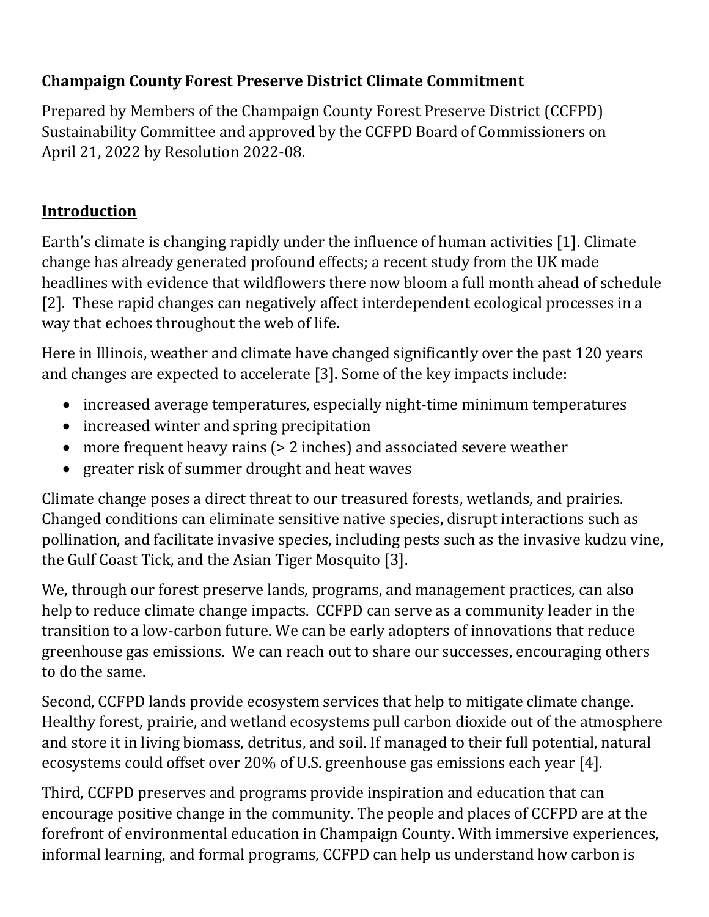**Champaign County Forest Preserve District Climate Commitment**

Prepared by Members of the Champaign County Forest Preserve District (CCFPD) Sustainability Committee and approved by the CCFPD Board of Commissioners on April 21, 2022 by Resolution 2022-08.

## Introduction

Earth's climate is changing rapidly under the influence of human activities [1]. Climate change has already generated profound effects; a recent study from the UK made headlines with evidence that wildflowers there now bloom a full month ahead of schedule [2]. These rapid changes can negatively affect interdependent ecological processes in a way that echoes throughout the web of life.

Here in Illinois, weather and climate have changed significantly over the past 120 years and changes are expected to accelerate [3]. Some of the key impacts include:

- increased average temperatures, especially night-time minimum temperatures
- increased winter and spring precipitation
- more frequent heavy rains (> 2 inches) and associated severe weather
- greater risk of summer drought and heat waves

Climate change poses a direct threat to our treasured forests, wetlands, and prairies. Changed conditions can eliminate sensitive native species, disrupt interactions such as pollination, and facilitate invasive species, including pests such as the invasive kudzu vine, the Gulf Coast Tick, and the Asian Tiger Mosquito [3].

We, through our forest preserve lands, programs, and management practices, can also help to reduce climate change impacts. CCFPD can serve as a community leader in the transition to a low-carbon future. We can be early adopters of innovations that reduce greenhouse gas emissions. We can reach out to share our successes, encouraging others to do the same.

Second, CCFPD lands provide ecosystem services that help to mitigate climate change. Healthy forest, prairie, and wetland ecosystems pull carbon dioxide out of the atmosphere and store it in living biomass, detritus, and soil. If managed to their full potential, natural ecosystems could offset over 20% of U.S. greenhouse gas emissions each year [4].

Third, CCFPD preserves and programs provide inspiration and education that can encourage positive change in the community. The people and places of CCFPD are at the forefront of environmental education in Champaign County. With immersive experiences, informal learning, and formal programs, CCFPD can help us understand how carbon is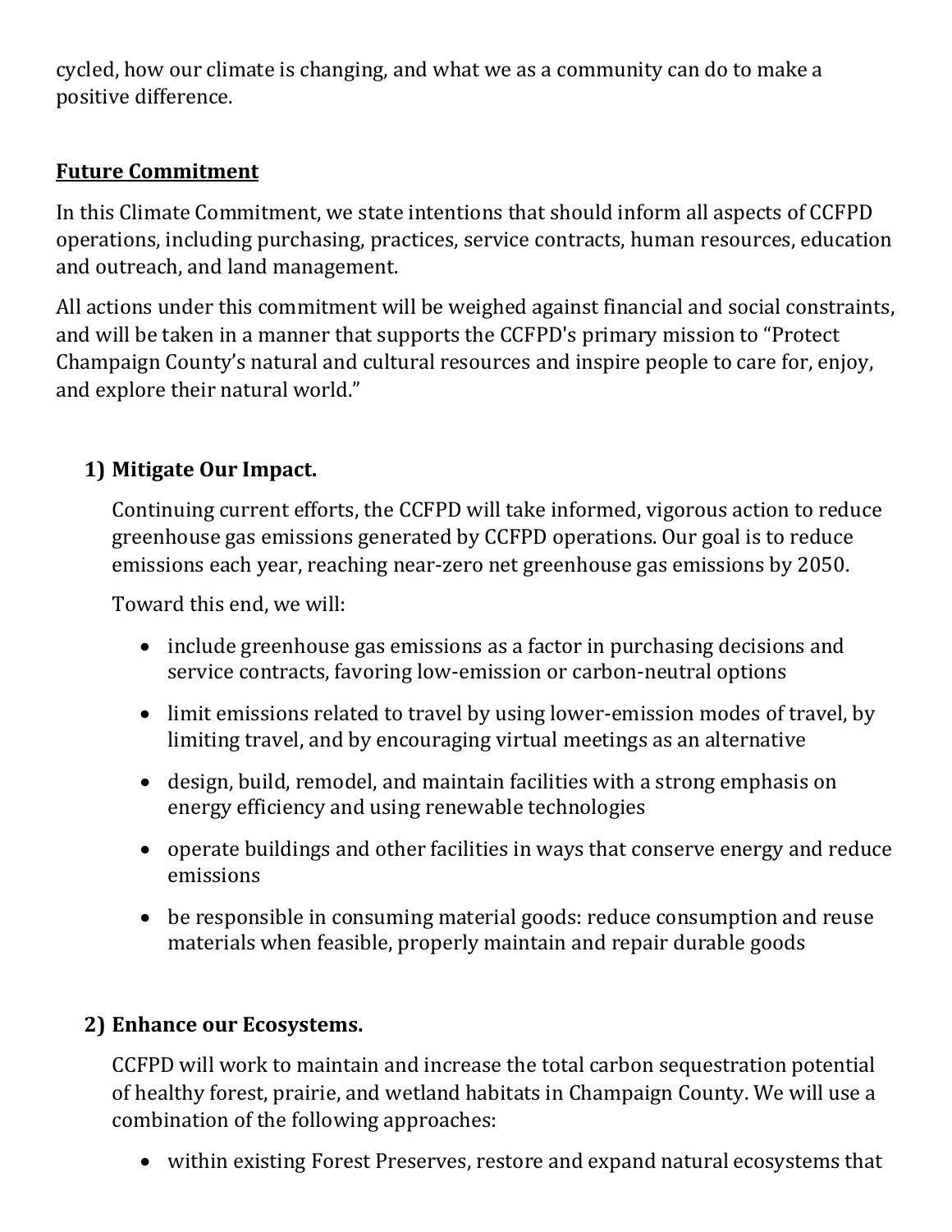cycled, how our climate is changing, and what we as a community can do to make a positive difference.

## Future Commitment

In this Climate Commitment, we state intentions that should inform all aspects of CCFPD operations, including purchasing, practices, service contracts, human resources, education and outreach, and land management.

All actions under this commitment will be weighed against financial and social constraints, and will be taken in a manner that supports the CCFPD's primary mission to "Protect Champaign County's natural and cultural resources and inspire people to care for, enjoy, and explore their natural world."

### 1) Mitigate Our Impact.

Continuing current efforts, the CCFPD will take informed, vigorous action to reduce greenhouse gas emissions generated by CCFPD operations. Our goal is to reduce emissions each year, reaching near-zero net greenhouse gas emissions by 2050.

Toward this end, we will:

- include greenhouse gas emissions as a factor in purchasing decisions and service contracts, favoring low-emission or carbon-neutral options
- limit emissions related to travel by using lower-emission modes of travel, by limiting travel, and by encouraging virtual meetings as an alternative
- design, build, remodel, and maintain facilities with a strong emphasis on energy efficiency and using renewable technologies
- operate buildings and other facilities in ways that conserve energy and reduce emissions
- be responsible in consuming material goods: reduce consumption and reuse materials when feasible, properly maintain and repair durable goods

### 2) Enhance our Ecosystems.

CCFPD will work to maintain and increase the total carbon sequestration potential of healthy forest, prairie, and wetland habitats in Champaign County. We will use a combination of the following approaches:

- within existing Forest Preserves, restore and expand natural ecosystems that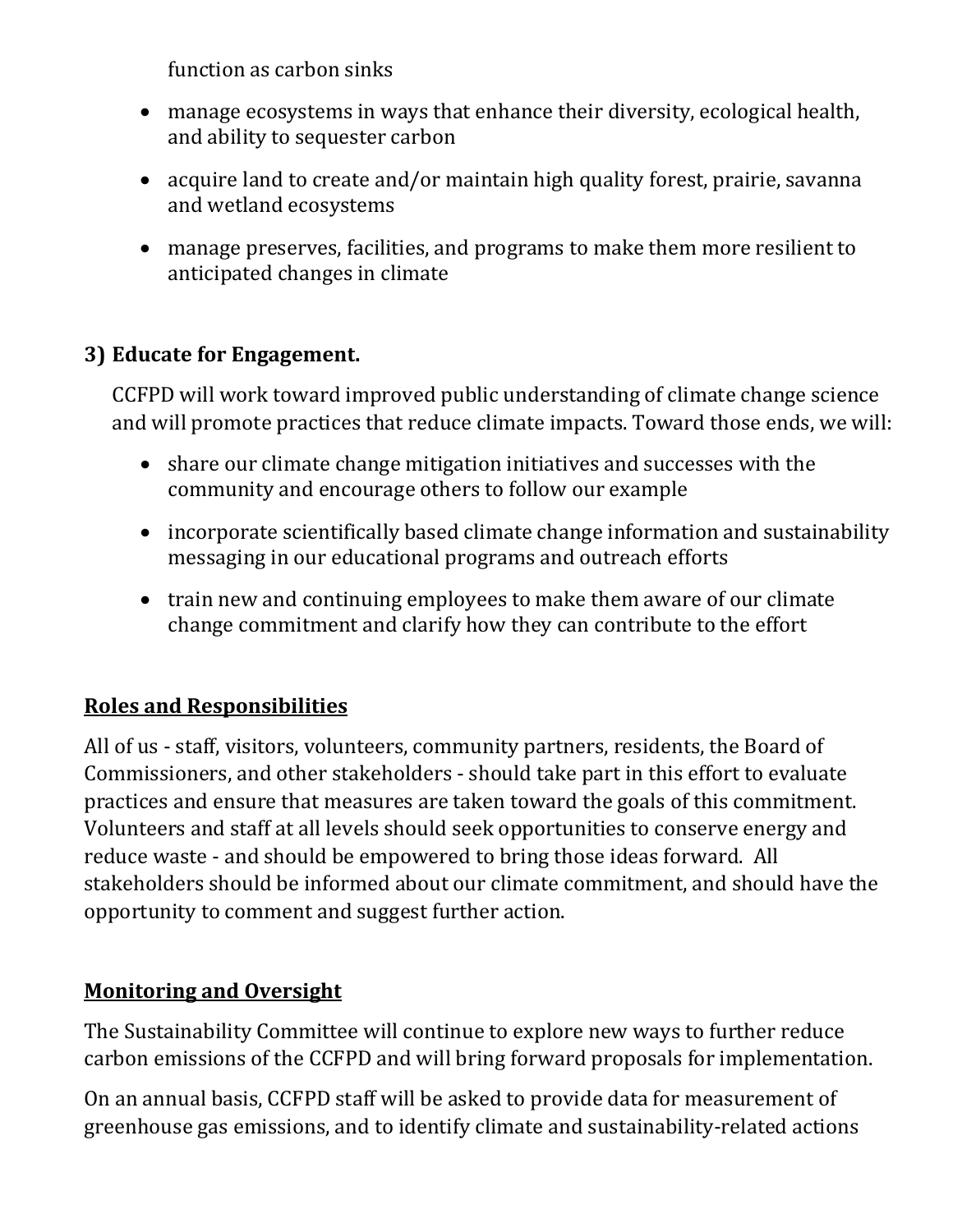function as carbon sinks

- manage ecosystems in ways that enhance their diversity, ecological health, and ability to sequester carbon
- acquire land to create and/or maintain high quality forest, prairie, savanna and wetland ecosystems
- manage preserves, facilities, and programs to make them more resilient to anticipated changes in climate

### 3) Educate for Engagement.

CCFPD will work toward improved public understanding of climate change science and will promote practices that reduce climate impacts. Toward those ends, we will:

- share our climate change mitigation initiatives and successes with the community and encourage others to follow our example
- incorporate scientifically based climate change information and sustainability messaging in our educational programs and outreach efforts
- train new and continuing employees to make them aware of our climate change commitment and clarify how they can contribute to the effort

## Roles and Responsibilities

All of us - staff, visitors, volunteers, community partners, residents, the Board of Commissioners, and other stakeholders - should take part in this effort to evaluate practices and ensure that measures are taken toward the goals of this commitment. Volunteers and staff at all levels should seek opportunities to conserve energy and reduce waste - and should be empowered to bring those ideas forward. All stakeholders should be informed about our climate commitment, and should have the opportunity to comment and suggest further action.

## Monitoring and Oversight

The Sustainability Committee will continue to explore new ways to further reduce carbon emissions of the CCFPD and will bring forward proposals for implementation.

On an annual basis, CCFPD staff will be asked to provide data for measurement of greenhouse gas emissions, and to identify climate and sustainability-related actions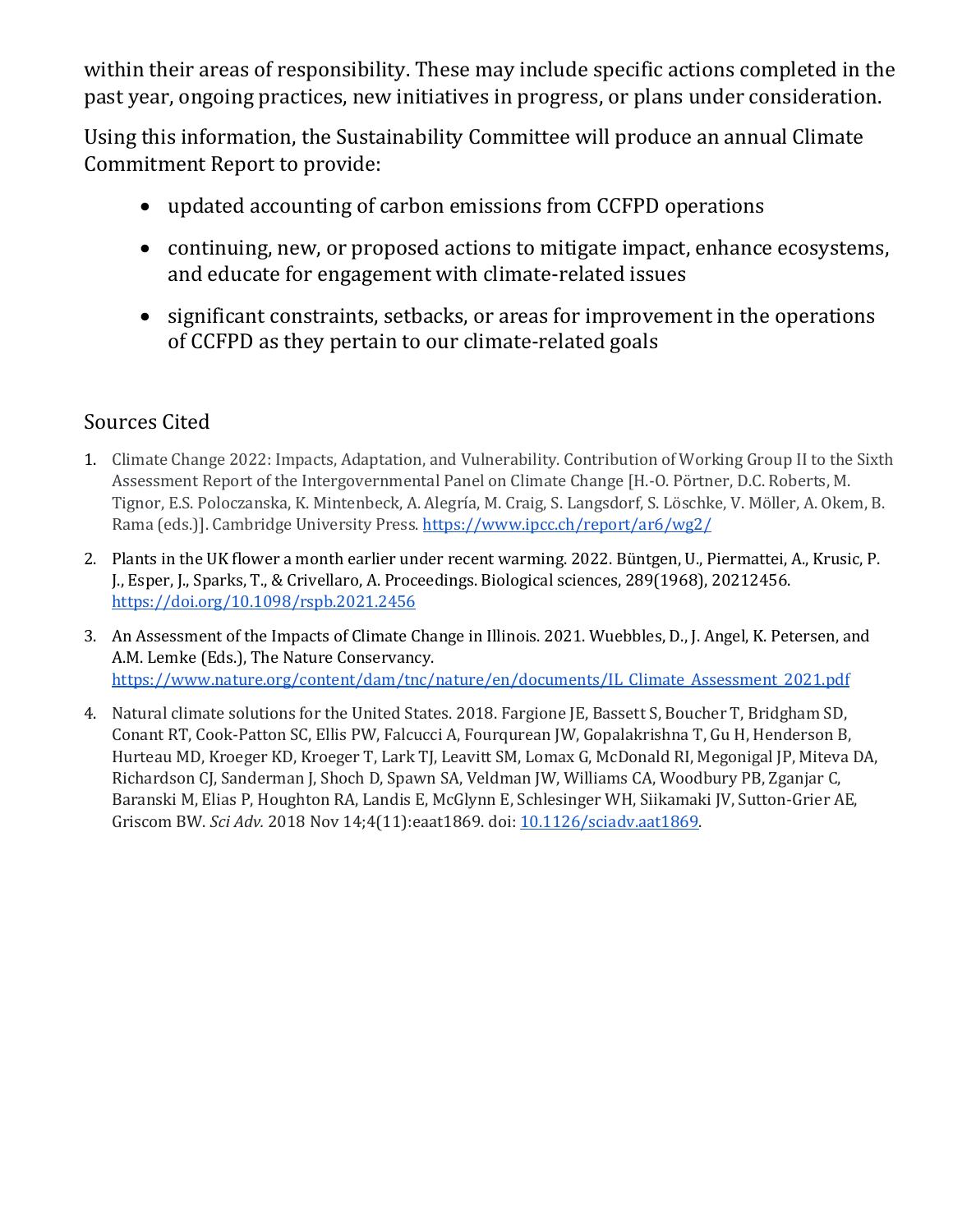within their areas of responsibility. These may include specific actions completed in the past year, ongoing practices, new initiatives in progress, or plans under consideration.

Using this information, the Sustainability Committee will produce an annual Climate Commitment Report to provide:

- updated accounting of carbon emissions from CCFPD operations
- continuing, new, or proposed actions to mitigate impact, enhance ecosystems, and educate for engagement with climate-related issues
- significant constraints, setbacks, or areas for improvement in the operations of CCFPD as they pertain to our climate-related goals

## Sources Cited

1. Climate Change 2022: Impacts, Adaptation, and Vulnerability. Contribution of Working Group II to the Sixth Assessment Report of the Intergovernmental Panel on Climate Change [H.-O. Pörtner, D.C. Roberts, M. Tignor, E.S. Poloczanska, K. Mintenbeck, A. Alegría, M. Craig, S. Langsdorf, S. Löschke, V. Möller, A. Okem, B. Rama (eds.)]. Cambridge University Press. https://www.ipcc.ch/report/ar6/wg2/
2. Plants in the UK flower a month earlier under recent warming. 2022. Büntgen, U., Piermattei, A., Krusic, P. J., Esper, J., Sparks, T., & Crivellaro, A. Proceedings. Biological sciences, 289(1968), 20212456. https://doi.org/10.1098/rspb.2021.2456
3. An Assessment of the Impacts of Climate Change in Illinois. 2021. Wuebbles, D., J. Angel, K. Petersen, and A.M. Lemke (Eds.), The Nature Conservancy. https://www.nature.org/content/dam/tnc/nature/en/documents/IL_Climate_Assessment_2021.pdf
4. Natural climate solutions for the United States. 2018. Fargione JE, Bassett S, Boucher T, Bridgham SD, Conant RT, Cook-Patton SC, Ellis PW, Falcucci A, Fourqurean JW, Gopalakrishna T, Gu H, Henderson B, Hurteau MD, Kroeger KD, Kroeger T, Lark TJ, Leavitt SM, Lomax G, McDonald RI, Megonigal JP, Miteva DA, Richardson CJ, Sanderman J, Shoch D, Spawn SA, Veldman JW, Williams CA, Woodbury PB, Zganjar C, Baranski M, Elias P, Houghton RA, Landis E, McGlynn E, Schlesinger WH, Siikamaki JV, Sutton-Grier AE, Griscom BW. *Sci Adv.* 2018 Nov 14;4(11):eaat1869. doi: 10.1126/sciadv.aat1869.